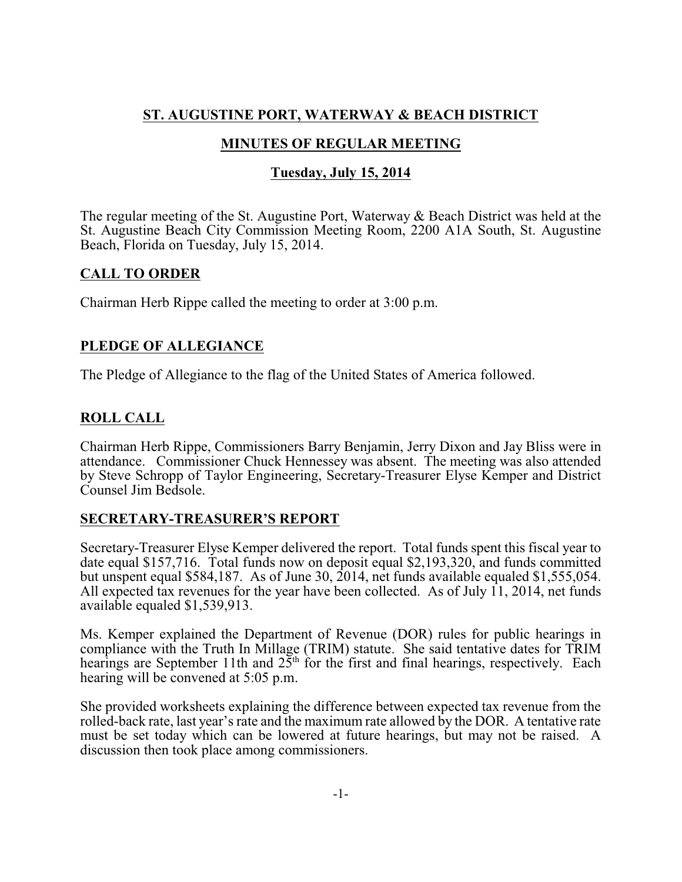# ST. AUGUSTINE PORT, WATERWAY & BEACH DISTRICT

## MINUTES OF REGULAR MEETING

### Tuesday, July 15, 2014

The regular meeting of the St. Augustine Port, Waterway & Beach District was held at the St. Augustine Beach City Commission Meeting Room, 2200 A1A South, St. Augustine Beach, Florida on Tuesday, July 15, 2014.

## CALL TO ORDER

Chairman Herb Rippe called the meeting to order at 3:00 p.m.

## PLEDGE OF ALLEGIANCE

The Pledge of Allegiance to the flag of the United States of America followed.

## ROLL CALL

Chairman Herb Rippe, Commissioners Barry Benjamin, Jerry Dixon and Jay Bliss were in attendance. Commissioner Chuck Hennessey was absent. The meeting was also attended by Steve Schropp of Taylor Engineering, Secretary-Treasurer Elyse Kemper and District Counsel Jim Bedsole.

## SECRETARY-TREASURER'S REPORT

Secretary-Treasurer Elyse Kemper delivered the report. Total funds spent this fiscal year to date equal $157,716. Total funds now on deposit equal $2,193,320, and funds committed but unspent equal $584,187. As of June 30, 2014, net funds available equaled $1,555,054. All expected tax revenues for the year have been collected. As of July 11, 2014, net funds available equaled $1,539,913.

Ms. Kemper explained the Department of Revenue (DOR) rules for public hearings in compliance with the Truth In Millage (TRIM) statute. She said tentative dates for TRIM hearings are September 11th and 25th for the first and final hearings, respectively. Each hearing will be convened at 5:05 p.m.

She provided worksheets explaining the difference between expected tax revenue from the rolled-back rate, last year's rate and the maximum rate allowed by the DOR. A tentative rate must be set today which can be lowered at future hearings, but may not be raised. A discussion then took place among commissioners.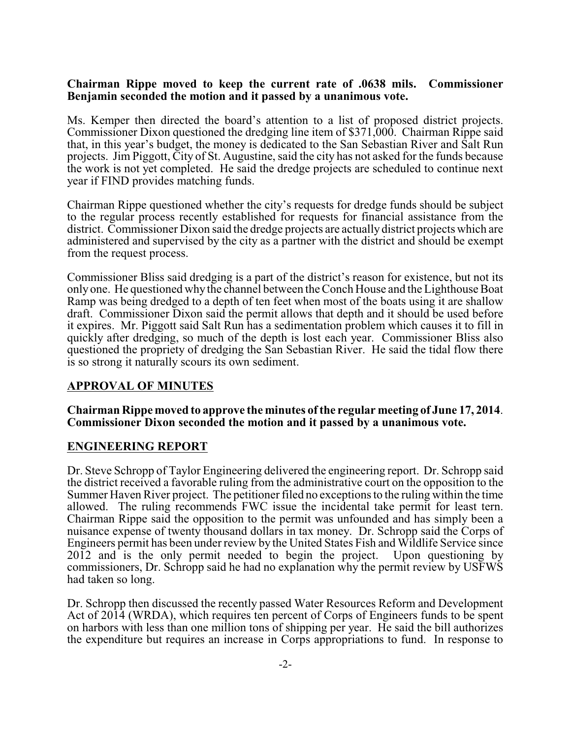**Chairman Rippe moved to keep the current rate of .0638 mils. Commissioner Benjamin seconded the motion and it passed by a unanimous vote.**

Ms. Kemper then directed the board's attention to a list of proposed district projects. Commissioner Dixon questioned the dredging line item of $371,000. Chairman Rippe said that, in this year's budget, the money is dedicated to the San Sebastian River and Salt Run projects. Jim Piggott, City of St. Augustine, said the city has not asked for the funds because the work is not yet completed. He said the dredge projects are scheduled to continue next year if FIND provides matching funds.

Chairman Rippe questioned whether the city's requests for dredge funds should be subject to the regular process recently established for requests for financial assistance from the district. Commissioner Dixon said the dredge projects are actually district projects which are administered and supervised by the city as a partner with the district and should be exempt from the request process.

Commissioner Bliss said dredging is a part of the district's reason for existence, but not its only one. He questioned why the channel between the Conch House and the Lighthouse Boat Ramp was being dredged to a depth of ten feet when most of the boats using it are shallow draft. Commissioner Dixon said the permit allows that depth and it should be used before it expires. Mr. Piggott said Salt Run has a sedimentation problem which causes it to fill in quickly after dredging, so much of the depth is lost each year. Commissioner Bliss also questioned the propriety of dredging the San Sebastian River. He said the tidal flow there is so strong it naturally scours its own sediment.

## APPROVAL OF MINUTES

**Chairman Rippe moved to approve the minutes of the regular meeting of June 17, 2014. Commissioner Dixon seconded the motion and it passed by a unanimous vote.**

## ENGINEERING REPORT

Dr. Steve Schropp of Taylor Engineering delivered the engineering report. Dr. Schropp said the district received a favorable ruling from the administrative court on the opposition to the Summer Haven River project. The petitioner filed no exceptions to the ruling within the time allowed. The ruling recommends FWC issue the incidental take permit for least tern. Chairman Rippe said the opposition to the permit was unfounded and has simply been a nuisance expense of twenty thousand dollars in tax money. Dr. Schropp said the Corps of Engineers permit has been under review by the United States Fish and Wildlife Service since 2012 and is the only permit needed to begin the project. Upon questioning by commissioners, Dr. Schropp said he had no explanation why the permit review by USFWS had taken so long.

Dr. Schropp then discussed the recently passed Water Resources Reform and Development Act of 2014 (WRDA), which requires ten percent of Corps of Engineers funds to be spent on harbors with less than one million tons of shipping per year. He said the bill authorizes the expenditure but requires an increase in Corps appropriations to fund. In response to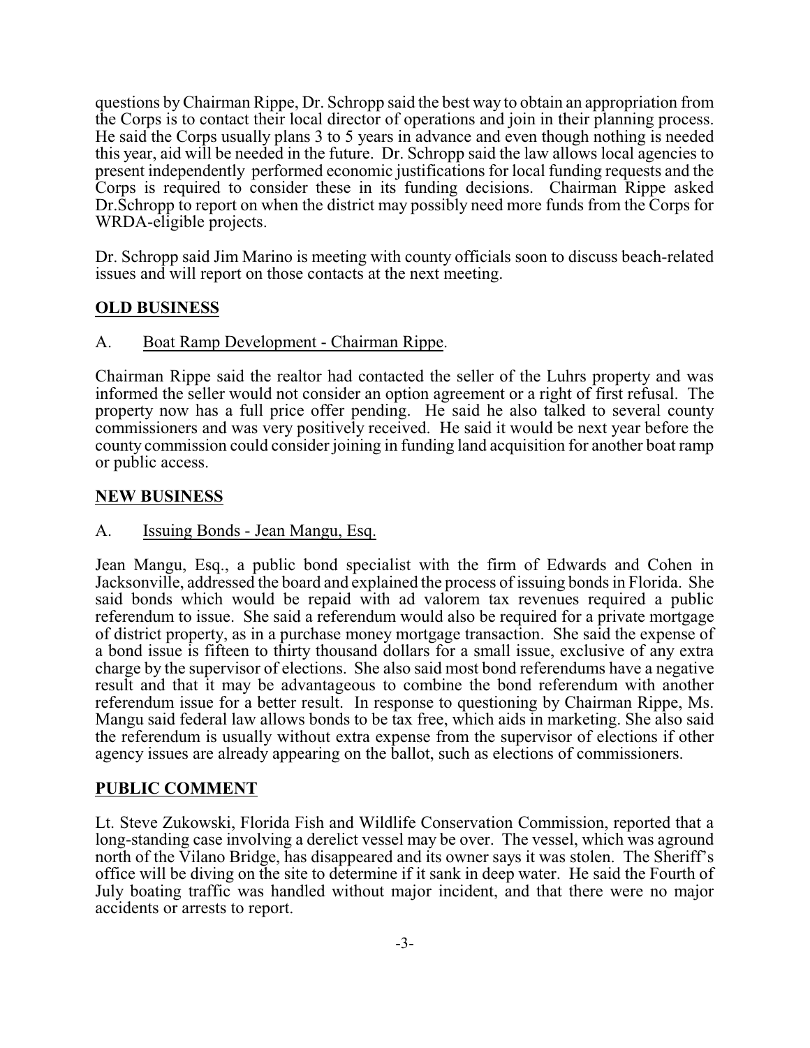questions by Chairman Rippe, Dr. Schropp said the best way to obtain an appropriation from the Corps is to contact their local director of operations and join in their planning process. He said the Corps usually plans 3 to 5 years in advance and even though nothing is needed this year, aid will be needed in the future. Dr. Schropp said the law allows local agencies to present independently performed economic justifications for local funding requests and the Corps is required to consider these in its funding decisions. Chairman Rippe asked Dr.Schropp to report on when the district may possibly need more funds from the Corps for WRDA-eligible projects.

Dr. Schropp said Jim Marino is meeting with county officials soon to discuss beach-related issues and will report on those contacts at the next meeting.

## OLD BUSINESS

A. Boat Ramp Development - Chairman Rippe.

Chairman Rippe said the realtor had contacted the seller of the Luhrs property and was informed the seller would not consider an option agreement or a right of first refusal. The property now has a full price offer pending. He said he also talked to several county commissioners and was very positively received. He said it would be next year before the county commission could consider joining in funding land acquisition for another boat ramp or public access.

## NEW BUSINESS

A. Issuing Bonds - Jean Mangu, Esq.

Jean Mangu, Esq., a public bond specialist with the firm of Edwards and Cohen in Jacksonville, addressed the board and explained the process of issuing bonds in Florida. She said bonds which would be repaid with ad valorem tax revenues required a public referendum to issue. She said a referendum would also be required for a private mortgage of district property, as in a purchase money mortgage transaction. She said the expense of a bond issue is fifteen to thirty thousand dollars for a small issue, exclusive of any extra charge by the supervisor of elections. She also said most bond referendums have a negative result and that it may be advantageous to combine the bond referendum with another referendum issue for a better result. In response to questioning by Chairman Rippe, Ms. Mangu said federal law allows bonds to be tax free, which aids in marketing. She also said the referendum is usually without extra expense from the supervisor of elections if other agency issues are already appearing on the ballot, such as elections of commissioners.

## PUBLIC COMMENT

Lt. Steve Zukowski, Florida Fish and Wildlife Conservation Commission, reported that a long-standing case involving a derelict vessel may be over. The vessel, which was aground north of the Vilano Bridge, has disappeared and its owner says it was stolen. The Sheriff's office will be diving on the site to determine if it sank in deep water. He said the Fourth of July boating traffic was handled without major incident, and that there were no major accidents or arrests to report.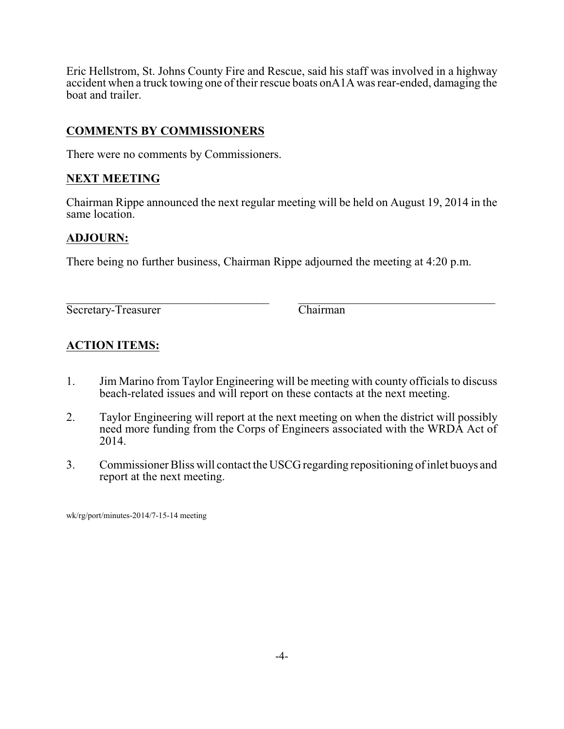Eric Hellstrom, St. Johns County Fire and Rescue, said his staff was involved in a highway accident when a truck towing one of their rescue boats onA1A was rear-ended, damaging the boat and trailer.

## COMMENTS BY COMMISSIONERS

There were no comments by Commissioners.

## NEXT MEETING

Chairman Rippe announced the next regular meeting will be held on August 19, 2014 in the same location.

## ADJOURN:

There being no further business, Chairman Rippe adjourned the meeting at 4:20 p.m.

\_\_\_\_\_\_\_\_\_\_\_\_\_\_\_\_\_\_\_\_\_\_\_\_\_\_\_\_\_\_\_\_\_\_\_ \_\_\_\_\_\_\_\_\_\_\_\_\_\_\_\_\_\_\_\_\_\_\_\_\_\_\_\_\_\_\_\_\_\_\_

Secretary-Treasurer Chairman

## ACTION ITEMS:

1. Jim Marino from Taylor Engineering will be meeting with county officials to discuss beach-related issues and will report on these contacts at the next meeting.

2. Taylor Engineering will report at the next meeting on when the district will possibly need more funding from the Corps of Engineers associated with the WRDA Act of 2014.

3. Commissioner Bliss will contact the USCG regarding repositioning of inlet buoys and report at the next meeting.

wk/rg/port/minutes-2014/7-15-14 meeting